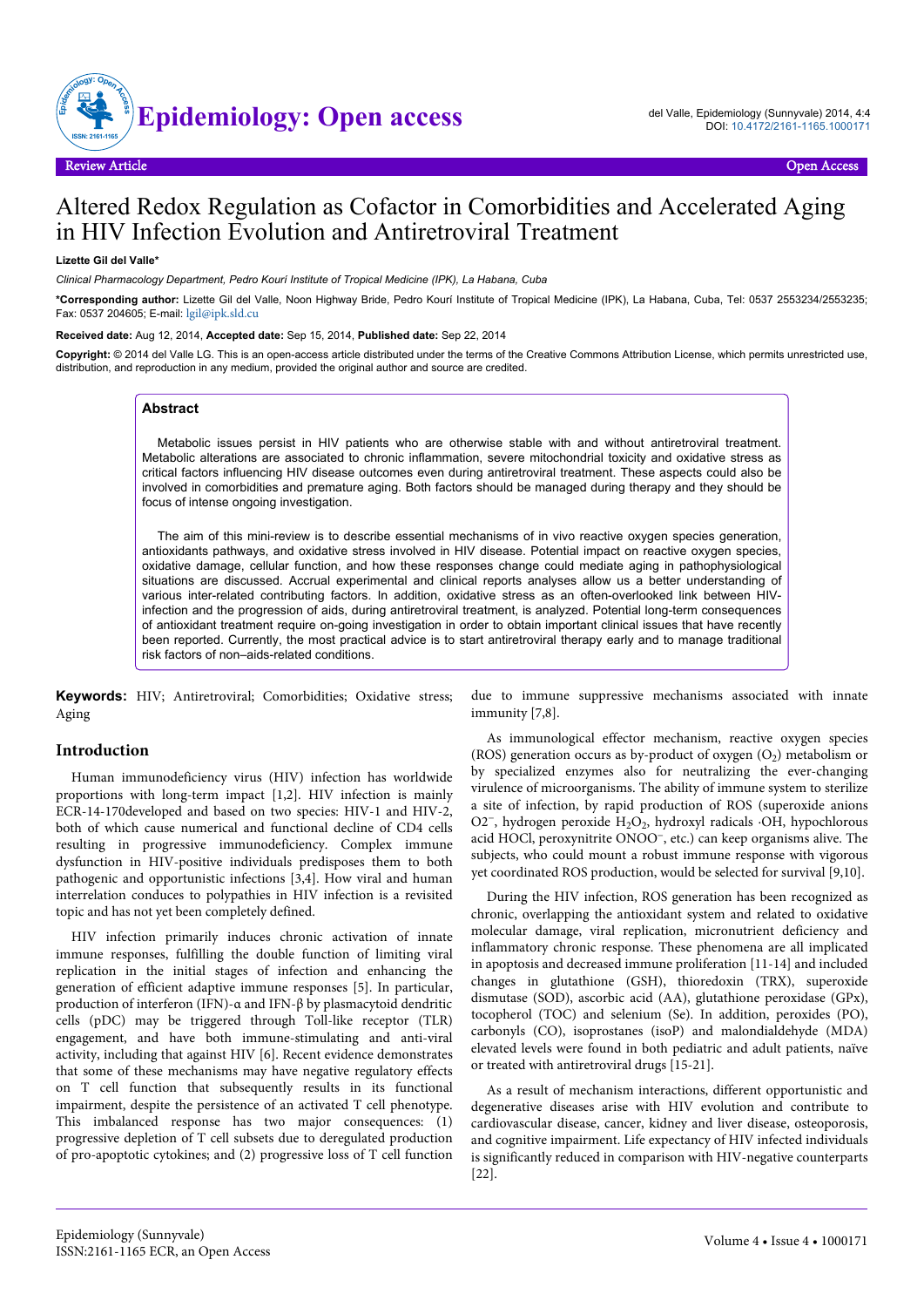Review Article | Open Access

# Altered Redox Regulation as Cofactor in Comorbidities and Accelerated Aging in HIV Infection Evolution and Antiretroviral Treatment

**Lizette Gil del Valle***

*Clinical Pharmacology Department, Pedro Kourí Institute of Tropical Medicine (IPK), La Habana, Cuba*

***Corresponding author:** Lizette Gil del Valle, Noon Highway Bride, Pedro Kourí Institute of Tropical Medicine (IPK), La Habana, Cuba, Tel: 0537 2553234/2553235; Fax: 0537 204605; E-mail: lgil@ipk.sld.cu

**Received date:** Aug 12, 2014, **Accepted date:** Sep 15, 2014, **Published date:** Sep 22, 2014

**Copyright:** © 2014 del Valle LG. This is an open-access article distributed under the terms of the Creative Commons Attribution License, which permits unrestricted use, distribution, and reproduction in any medium, provided the original author and source are credited.

## Abstract

Metabolic issues persist in HIV patients who are otherwise stable with and without antiretroviral treatment. Metabolic alterations are associated to chronic inflammation, severe mitochondrial toxicity and oxidative stress as critical factors influencing HIV disease outcomes even during antiretroviral treatment. These aspects could also be involved in comorbidities and premature aging. Both factors should be managed during therapy and they should be focus of intense ongoing investigation.

The aim of this mini-review is to describe essential mechanisms of in vivo reactive oxygen species generation, antioxidants pathways, and oxidative stress involved in HIV disease. Potential impact on reactive oxygen species, oxidative damage, cellular function, and how these responses change could mediate aging in pathophysiological situations are discussed. Accrual experimental and clinical reports analyses allow us a better understanding of various inter-related contributing factors. In addition, oxidative stress as an often-overlooked link between HIV-infection and the progression of aids, during antiretroviral treatment, is analyzed. Potential long-term consequences of antioxidant treatment require on-going investigation in order to obtain important clinical issues that have recently been reported. Currently, the most practical advice is to start antiretroviral therapy early and to manage traditional risk factors of non–aids-related conditions.

**Keywords:** HIV; Antiretroviral; Comorbidities; Oxidative stress; Aging

## Introduction

Human immunodeficiency virus (HIV) infection has worldwide proportions with long-term impact [1,2]. HIV infection is mainly ECR-14-170developed and based on two species: HIV-1 and HIV-2, both of which cause numerical and functional decline of CD4 cells resulting in progressive immunodeficiency. Complex immune dysfunction in HIV-positive individuals predisposes them to both pathogenic and opportunistic infections [3,4]. How viral and human interrelation conduces to polypathies in HIV infection is a revisited topic and has not yet been completely defined.

HIV infection primarily induces chronic activation of innate immune responses, fulfilling the double function of limiting viral replication in the initial stages of infection and enhancing the generation of efficient adaptive immune responses [5]. In particular, production of interferon (IFN)-α and IFN-β by plasmacytoid dendritic cells (pDC) may be triggered through Toll-like receptor (TLR) engagement, and have both immune-stimulating and anti-viral activity, including that against HIV [6]. Recent evidence demonstrates that some of these mechanisms may have negative regulatory effects on T cell function that subsequently results in its functional impairment, despite the persistence of an activated T cell phenotype. This imbalanced response has two major consequences: (1) progressive depletion of T cell subsets due to deregulated production of pro-apoptotic cytokines; and (2) progressive loss of T cell function due to immune suppressive mechanisms associated with innate immunity [7,8].

As immunological effector mechanism, reactive oxygen species (ROS) generation occurs as by-product of oxygen ($O_2$) metabolism or by specialized enzymes also for neutralizing the ever-changing virulence of microorganisms. The ability of immune system to sterilize a site of infection, by rapid production of ROS (superoxide anions $O2^-$, hydrogen peroxide $H_2O_2$, hydroxyl radicals ·OH, hypochlorous acid HOCl, peroxynitrite $ONOO^-$, etc.) can keep organisms alive. The subjects, who could mount a robust immune response with vigorous yet coordinated ROS production, would be selected for survival [9,10].

During the HIV infection, ROS generation has been recognized as chronic, overlapping the antioxidant system and related to oxidative molecular damage, viral replication, micronutrient deficiency and inflammatory chronic response. These phenomena are all implicated in apoptosis and decreased immune proliferation [11-14] and included changes in glutathione (GSH), thioredoxin (TRX), superoxide dismutase (SOD), ascorbic acid (AA), glutathione peroxidase (GPx), tocopherol (TOC) and selenium (Se). In addition, peroxides (PO), carbonyls (CO), isoprostanes (isoP) and malondialdehyde (MDA) elevated levels were found in both pediatric and adult patients, naïve or treated with antiretroviral drugs [15-21].

As a result of mechanism interactions, different opportunistic and degenerative diseases arise with HIV evolution and contribute to cardiovascular disease, cancer, kidney and liver disease, osteoporosis, and cognitive impairment. Life expectancy of HIV infected individuals is significantly reduced in comparison with HIV-negative counterparts [22].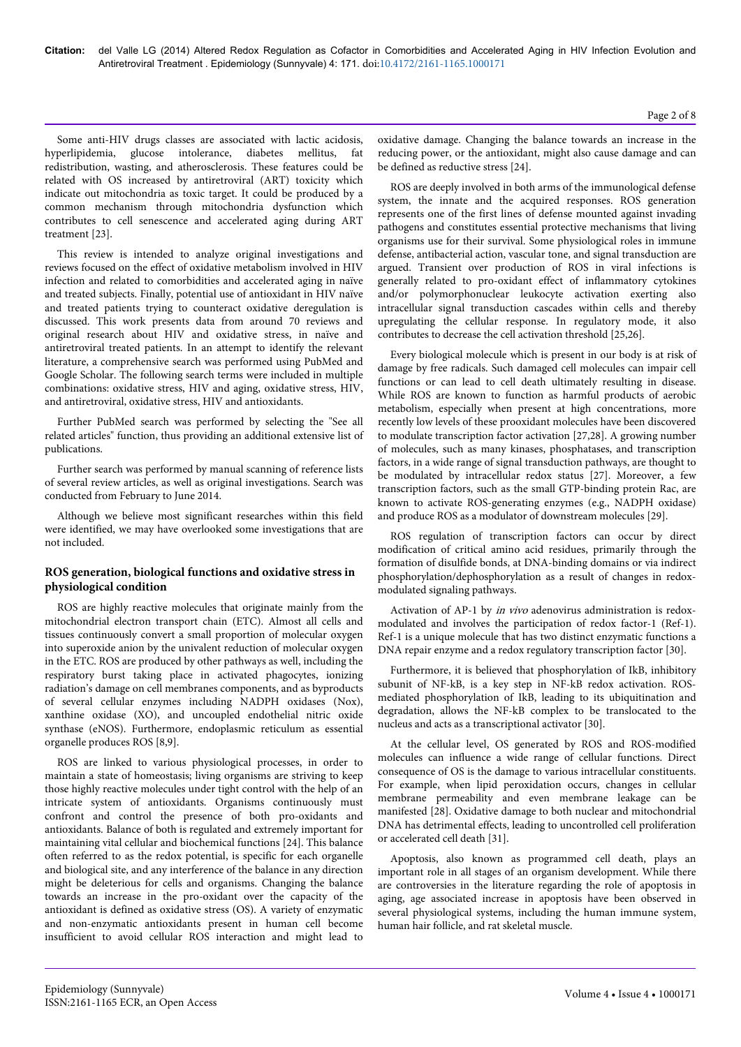Some anti-HIV drugs classes are associated with lactic acidosis, hyperlipidemia, glucose intolerance, diabetes mellitus, fat redistribution, wasting, and atherosclerosis. These features could be related with OS increased by antiretroviral (ART) toxicity which indicate out mitochondria as toxic target. It could be produced by a common mechanism through mitochondria dysfunction which contributes to cell senescence and accelerated aging during ART treatment [23].

This review is intended to analyze original investigations and reviews focused on the effect of oxidative metabolism involved in HIV infection and related to comorbidities and accelerated aging in naïve and treated subjects. Finally, potential use of antioxidant in HIV naïve and treated patients trying to counteract oxidative deregulation is discussed. This work presents data from around 70 reviews and original research about HIV and oxidative stress, in naïve and antiretroviral treated patients. In an attempt to identify the relevant literature, a comprehensive search was performed using PubMed and Google Scholar. The following search terms were included in multiple combinations: oxidative stress, HIV and aging, oxidative stress, HIV, and antiretroviral, oxidative stress, HIV and antioxidants.

Further PubMed search was performed by selecting the "See all related articles" function, thus providing an additional extensive list of publications.

Further search was performed by manual scanning of reference lists of several review articles, as well as original investigations. Search was conducted from February to June 2014.

Although we believe most significant researches within this field were identified, we may have overlooked some investigations that are not included.

## ROS generation, biological functions and oxidative stress in physiological condition

ROS are highly reactive molecules that originate mainly from the mitochondrial electron transport chain (ETC). Almost all cells and tissues continuously convert a small proportion of molecular oxygen into superoxide anion by the univalent reduction of molecular oxygen in the ETC. ROS are produced by other pathways as well, including the respiratory burst taking place in activated phagocytes, ionizing radiation's damage on cell membranes components, and as byproducts of several cellular enzymes including NADPH oxidases (Nox), xanthine oxidase (XO), and uncoupled endothelial nitric oxide synthase (eNOS). Furthermore, endoplasmic reticulum as essential organelle produces ROS [8,9].

ROS are linked to various physiological processes, in order to maintain a state of homeostasis; living organisms are striving to keep those highly reactive molecules under tight control with the help of an intricate system of antioxidants. Organisms continuously must confront and control the presence of both pro-oxidants and antioxidants. Balance of both is regulated and extremely important for maintaining vital cellular and biochemical functions [24]. This balance often referred to as the redox potential, is specific for each organelle and biological site, and any interference of the balance in any direction might be deleterious for cells and organisms. Changing the balance towards an increase in the pro-oxidant over the capacity of the antioxidant is defined as oxidative stress (OS). A variety of enzymatic and non-enzymatic antioxidants present in human cell become insufficient to avoid cellular ROS interaction and might lead to oxidative damage. Changing the balance towards an increase in the reducing power, or the antioxidant, might also cause damage and can be defined as reductive stress [24].

ROS are deeply involved in both arms of the immunological defense system, the innate and the acquired responses. ROS generation represents one of the first lines of defense mounted against invading pathogens and constitutes essential protective mechanisms that living organisms use for their survival. Some physiological roles in immune defense, antibacterial action, vascular tone, and signal transduction are argued. Transient over production of ROS in viral infections is generally related to pro-oxidant effect of inflammatory cytokines and/or polymorphonuclear leukocyte activation exerting also intracellular signal transduction cascades within cells and thereby upregulating the cellular response. In regulatory mode, it also contributes to decrease the cell activation threshold [25,26].

Every biological molecule which is present in our body is at risk of damage by free radicals. Such damaged cell molecules can impair cell functions or can lead to cell death ultimately resulting in disease. While ROS are known to function as harmful products of aerobic metabolism, especially when present at high concentrations, more recently low levels of these prooxidant molecules have been discovered to modulate transcription factor activation [27,28]. A growing number of molecules, such as many kinases, phosphatases, and transcription factors, in a wide range of signal transduction pathways, are thought to be modulated by intracellular redox status [27]. Moreover, a few transcription factors, such as the small GTP-binding protein Rac, are known to activate ROS-generating enzymes (e.g., NADPH oxidase) and produce ROS as a modulator of downstream molecules [29].

ROS regulation of transcription factors can occur by direct modification of critical amino acid residues, primarily through the formation of disulfide bonds, at DNA-binding domains or via indirect phosphorylation/dephosphorylation as a result of changes in redox-modulated signaling pathways.

Activation of AP-1 by *in vivo* adenovirus administration is redox-modulated and involves the participation of redox factor-1 (Ref-1). Ref-1 is a unique molecule that has two distinct enzymatic functions a DNA repair enzyme and a redox regulatory transcription factor [30].

Furthermore, it is believed that phosphorylation of IkB, inhibitory subunit of NF-kB, is a key step in NF-kB redox activation. ROS-mediated phosphorylation of IkB, leading to its ubiquitination and degradation, allows the NF-kB complex to be translocated to the nucleus and acts as a transcriptional activator [30].

At the cellular level, OS generated by ROS and ROS-modified molecules can influence a wide range of cellular functions. Direct consequence of OS is the damage to various intracellular constituents. For example, when lipid peroxidation occurs, changes in cellular membrane permeability and even membrane leakage can be manifested [28]. Oxidative damage to both nuclear and mitochondrial DNA has detrimental effects, leading to uncontrolled cell proliferation or accelerated cell death [31].

Apoptosis, also known as programmed cell death, plays an important role in all stages of an organism development. While there are controversies in the literature regarding the role of apoptosis in aging, age associated increase in apoptosis have been observed in several physiological systems, including the human immune system, human hair follicle, and rat skeletal muscle.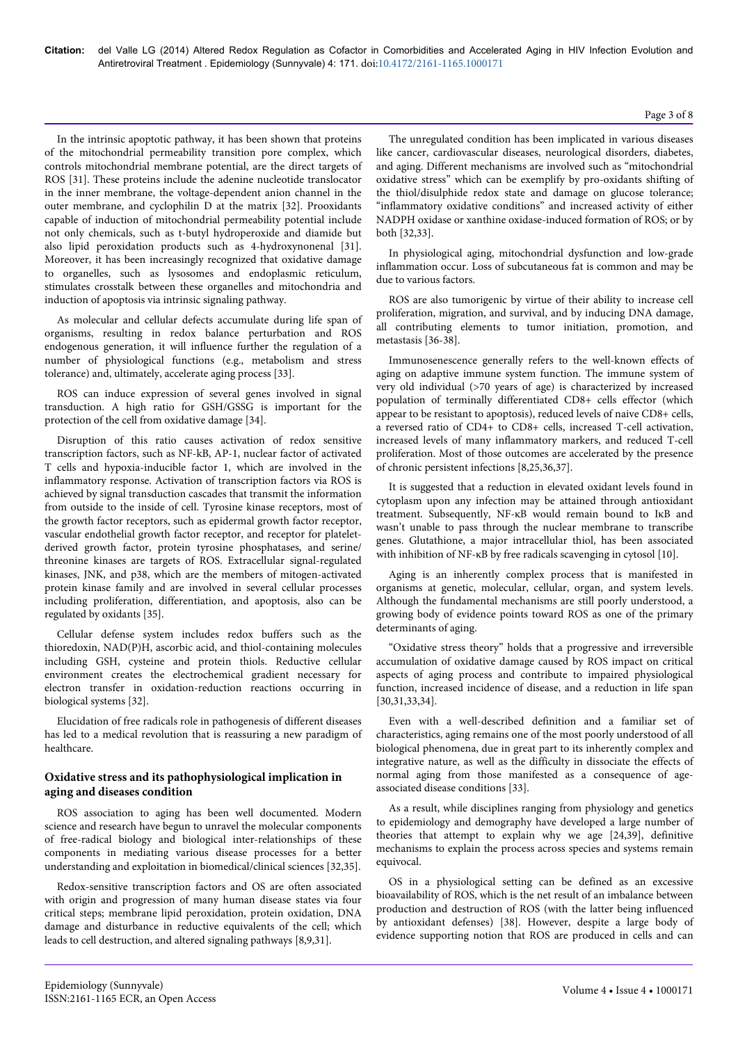In the intrinsic apoptotic pathway, it has been shown that proteins of the mitochondrial permeability transition pore complex, which controls mitochondrial membrane potential, are the direct targets of ROS [31]. These proteins include the adenine nucleotide translocator in the inner membrane, the voltage-dependent anion channel in the outer membrane, and cyclophilin D at the matrix [32]. Prooxidants capable of induction of mitochondrial permeability potential include not only chemicals, such as t-butyl hydroperoxide and diamide but also lipid peroxidation products such as 4-hydroxynonenal [31]. Moreover, it has been increasingly recognized that oxidative damage to organelles, such as lysosomes and endoplasmic reticulum, stimulates crosstalk between these organelles and mitochondria and induction of apoptosis via intrinsic signaling pathway.

As molecular and cellular defects accumulate during life span of organisms, resulting in redox balance perturbation and ROS endogenous generation, it will influence further the regulation of a number of physiological functions (e.g., metabolism and stress tolerance) and, ultimately, accelerate aging process [33].

ROS can induce expression of several genes involved in signal transduction. A high ratio for GSH/GSSG is important for the protection of the cell from oxidative damage [34].

Disruption of this ratio causes activation of redox sensitive transcription factors, such as NF-kB, AP-1, nuclear factor of activated T cells and hypoxia-inducible factor 1, which are involved in the inflammatory response. Activation of transcription factors via ROS is achieved by signal transduction cascades that transmit the information from outside to the inside of cell. Tyrosine kinase receptors, most of the growth factor receptors, such as epidermal growth factor receptor, vascular endothelial growth factor receptor, and receptor for platelet-derived growth factor, protein tyrosine phosphatases, and serine/threonine kinases are targets of ROS. Extracellular signal-regulated kinases, JNK, and p38, which are the members of mitogen-activated protein kinase family and are involved in several cellular processes including proliferation, differentiation, and apoptosis, also can be regulated by oxidants [35].

Cellular defense system includes redox buffers such as the thioredoxin, NAD(P)H, ascorbic acid, and thiol-containing molecules including GSH, cysteine and protein thiols. Reductive cellular environment creates the electrochemical gradient necessary for electron transfer in oxidation-reduction reactions occurring in biological systems [32].

Elucidation of free radicals role in pathogenesis of different diseases has led to a medical revolution that is reassuring a new paradigm of healthcare.

### Oxidative stress and its pathophysiological implication in aging and diseases condition

ROS association to aging has been well documented. Modern science and research have begun to unravel the molecular components of free-radical biology and biological inter-relationships of these components in mediating various disease processes for a better understanding and exploitation in biomedical/clinical sciences [32,35].

Redox-sensitive transcription factors and OS are often associated with origin and progression of many human disease states via four critical steps; membrane lipid peroxidation, protein oxidation, DNA damage and disturbance in reductive equivalents of the cell; which leads to cell destruction, and altered signaling pathways [8,9,31].

The unregulated condition has been implicated in various diseases like cancer, cardiovascular diseases, neurological disorders, diabetes, and aging. Different mechanisms are involved such as "mitochondrial oxidative stress" which can be exemplify by pro-oxidants shifting of the thiol/disulphide redox state and damage on glucose tolerance; "inflammatory oxidative conditions" and increased activity of either NADPH oxidase or xanthine oxidase-induced formation of ROS; or by both [32,33].

In physiological aging, mitochondrial dysfunction and low-grade inflammation occur. Loss of subcutaneous fat is common and may be due to various factors.

ROS are also tumorigenic by virtue of their ability to increase cell proliferation, migration, and survival, and by inducing DNA damage, all contributing elements to tumor initiation, promotion, and metastasis [36-38].

Immunosenescence generally refers to the well-known effects of aging on adaptive immune system function. The immune system of very old individual (>70 years of age) is characterized by increased population of terminally differentiated CD8+ cells effector (which appear to be resistant to apoptosis), reduced levels of naive CD8+ cells, a reversed ratio of CD4+ to CD8+ cells, increased T-cell activation, increased levels of many inflammatory markers, and reduced T-cell proliferation. Most of those outcomes are accelerated by the presence of chronic persistent infections [8,25,36,37].

It is suggested that a reduction in elevated oxidant levels found in cytoplasm upon any infection may be attained through antioxidant treatment. Subsequently, NF-κB would remain bound to IκB and wasn't unable to pass through the nuclear membrane to transcribe genes. Glutathione, a major intracellular thiol, has been associated with inhibition of NF-κB by free radicals scavenging in cytosol [10].

Aging is an inherently complex process that is manifested in organisms at genetic, molecular, cellular, organ, and system levels. Although the fundamental mechanisms are still poorly understood, a growing body of evidence points toward ROS as one of the primary determinants of aging.

"Oxidative stress theory" holds that a progressive and irreversible accumulation of oxidative damage caused by ROS impact on critical aspects of aging process and contribute to impaired physiological function, increased incidence of disease, and a reduction in life span [30,31,33,34].

Even with a well-described definition and a familiar set of characteristics, aging remains one of the most poorly understood of all biological phenomena, due in great part to its inherently complex and integrative nature, as well as the difficulty in dissociate the effects of normal aging from those manifested as a consequence of age-associated disease conditions [33].

As a result, while disciplines ranging from physiology and genetics to epidemiology and demography have developed a large number of theories that attempt to explain why we age [24,39], definitive mechanisms to explain the process across species and systems remain equivocal.

OS in a physiological setting can be defined as an excessive bioavailability of ROS, which is the net result of an imbalance between production and destruction of ROS (with the latter being influenced by antioxidant defenses) [38]. However, despite a large body of evidence supporting notion that ROS are produced in cells and can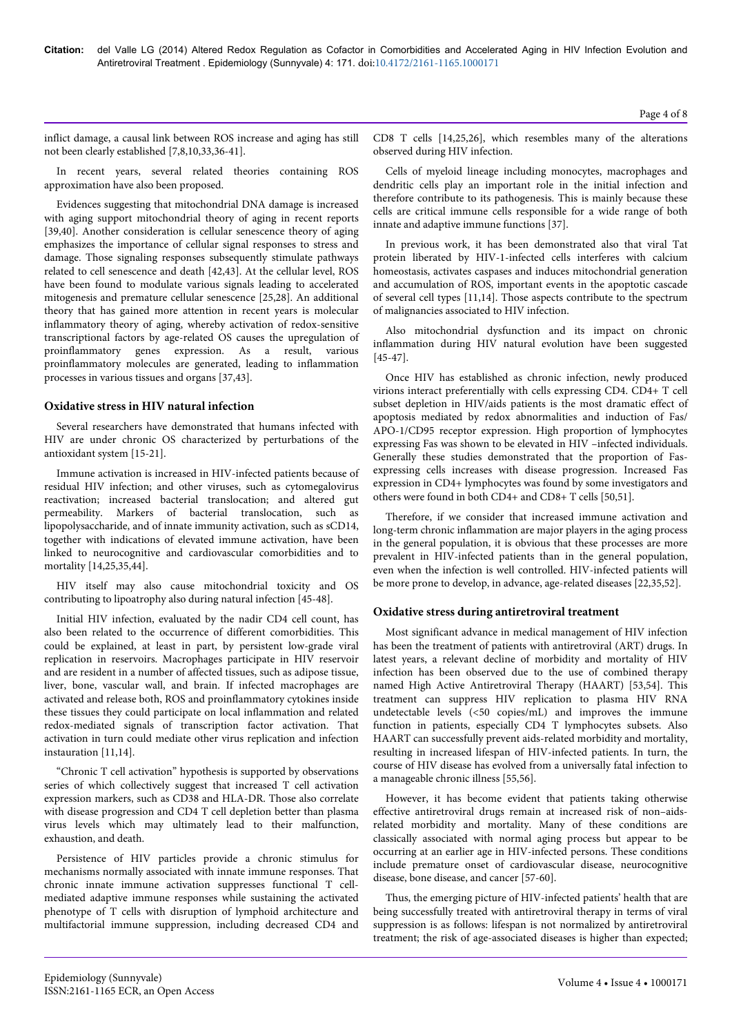inflict damage, a causal link between ROS increase and aging has still not been clearly established [7,8,10,33,36-41].

In recent years, several related theories containing ROS approximation have also been proposed.

Evidences suggesting that mitochondrial DNA damage is increased with aging support mitochondrial theory of aging in recent reports [39,40]. Another consideration is cellular senescence theory of aging emphasizes the importance of cellular signal responses to stress and damage. Those signaling responses subsequently stimulate pathways related to cell senescence and death [42,43]. At the cellular level, ROS have been found to modulate various signals leading to accelerated mitogenesis and premature cellular senescence [25,28]. An additional theory that has gained more attention in recent years is molecular inflammatory theory of aging, whereby activation of redox-sensitive transcriptional factors by age-related OS causes the upregulation of proinflammatory genes expression. As a result, various proinflammatory molecules are generated, leading to inflammation processes in various tissues and organs [37,43].

## Oxidative stress in HIV natural infection

Several researchers have demonstrated that humans infected with HIV are under chronic OS characterized by perturbations of the antioxidant system [15-21].

Immune activation is increased in HIV-infected patients because of residual HIV infection; and other viruses, such as cytomegalovirus reactivation; increased bacterial translocation; and altered gut permeability. Markers of bacterial translocation, such as lipopolysaccharide, and of innate immunity activation, such as sCD14, together with indications of elevated immune activation, have been linked to neurocognitive and cardiovascular comorbidities and to mortality [14,25,35,44].

HIV itself may also cause mitochondrial toxicity and OS contributing to lipoatrophy also during natural infection [45-48].

Initial HIV infection, evaluated by the nadir CD4 cell count, has also been related to the occurrence of different comorbidities. This could be explained, at least in part, by persistent low-grade viral replication in reservoirs. Macrophages participate in HIV reservoir and are resident in a number of affected tissues, such as adipose tissue, liver, bone, vascular wall, and brain. If infected macrophages are activated and release both, ROS and proinflammatory cytokines inside these tissues they could participate on local inflammation and related redox-mediated signals of transcription factor activation. That activation in turn could mediate other virus replication and infection instauration [11,14].

"Chronic T cell activation" hypothesis is supported by observations series of which collectively suggest that increased T cell activation expression markers, such as CD38 and HLA-DR. Those also correlate with disease progression and CD4 T cell depletion better than plasma virus levels which may ultimately lead to their malfunction, exhaustion, and death.

Persistence of HIV particles provide a chronic stimulus for mechanisms normally associated with innate immune responses. That chronic innate immune activation suppresses functional T cell-mediated adaptive immune responses while sustaining the activated phenotype of T cells with disruption of lymphoid architecture and multifactorial immune suppression, including decreased CD4 and CD8 T cells [14,25,26], which resembles many of the alterations observed during HIV infection.

Cells of myeloid lineage including monocytes, macrophages and dendritic cells play an important role in the initial infection and therefore contribute to its pathogenesis. This is mainly because these cells are critical immune cells responsible for a wide range of both innate and adaptive immune functions [37].

In previous work, it has been demonstrated also that viral Tat protein liberated by HIV-1-infected cells interferes with calcium homeostasis, activates caspases and induces mitochondrial generation and accumulation of ROS, important events in the apoptotic cascade of several cell types [11,14]. Those aspects contribute to the spectrum of malignancies associated to HIV infection.

Also mitochondrial dysfunction and its impact on chronic inflammation during HIV natural evolution have been suggested [45-47].

Once HIV has established as chronic infection, newly produced virions interact preferentially with cells expressing CD4. CD4+ T cell subset depletion in HIV/aids patients is the most dramatic effect of apoptosis mediated by redox abnormalities and induction of Fas/APO-1/CD95 receptor expression. High proportion of lymphocytes expressing Fas was shown to be elevated in HIV –infected individuals. Generally these studies demonstrated that the proportion of Fas-expressing cells increases with disease progression. Increased Fas expression in CD4+ lymphocytes was found by some investigators and others were found in both CD4+ and CD8+ T cells [50,51].

Therefore, if we consider that increased immune activation and long-term chronic inflammation are major players in the aging process in the general population, it is obvious that these processes are more prevalent in HIV-infected patients than in the general population, even when the infection is well controlled. HIV-infected patients will be more prone to develop, in advance, age-related diseases [22,35,52].

## Oxidative stress during antiretroviral treatment

Most significant advance in medical management of HIV infection has been the treatment of patients with antiretroviral (ART) drugs. In latest years, a relevant decline of morbidity and mortality of HIV infection has been observed due to the use of combined therapy named High Active Antiretroviral Therapy (HAART) [53,54]. This treatment can suppress HIV replication to plasma HIV RNA undetectable levels (<50 copies/mL) and improves the immune function in patients, especially CD4 T lymphocytes subsets. Also HAART can successfully prevent aids-related morbidity and mortality, resulting in increased lifespan of HIV-infected patients. In turn, the course of HIV disease has evolved from a universally fatal infection to a manageable chronic illness [55,56].

However, it has become evident that patients taking otherwise effective antiretroviral drugs remain at increased risk of non–aids-related morbidity and mortality. Many of these conditions are classically associated with normal aging process but appear to be occurring at an earlier age in HIV-infected persons. These conditions include premature onset of cardiovascular disease, neurocognitive disease, bone disease, and cancer [57-60].

Thus, the emerging picture of HIV-infected patients' health that are being successfully treated with antiretroviral therapy in terms of viral suppression is as follows: lifespan is not normalized by antiretroviral treatment; the risk of age-associated diseases is higher than expected;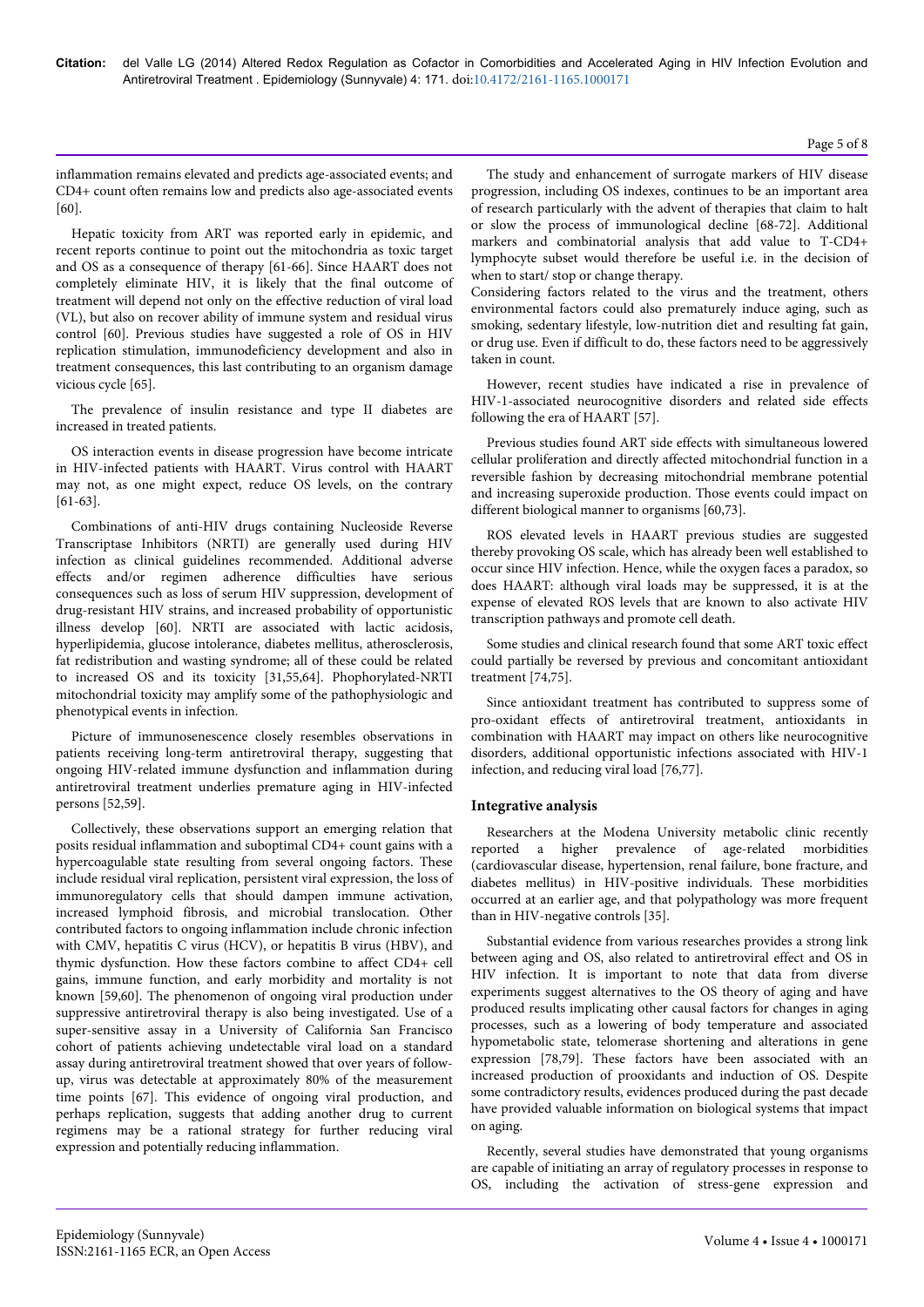inflammation remains elevated and predicts age-associated events; and CD4+ count often remains low and predicts also age-associated events [60].

Hepatic toxicity from ART was reported early in epidemic, and recent reports continue to point out the mitochondria as toxic target and OS as a consequence of therapy [61-66]. Since HAART does not completely eliminate HIV, it is likely that the final outcome of treatment will depend not only on the effective reduction of viral load (VL), but also on recover ability of immune system and residual virus control [60]. Previous studies have suggested a role of OS in HIV replication stimulation, immunodeficiency development and also in treatment consequences, this last contributing to an organism damage vicious cycle [65].

The prevalence of insulin resistance and type II diabetes are increased in treated patients.

OS interaction events in disease progression have become intricate in HIV-infected patients with HAART. Virus control with HAART may not, as one might expect, reduce OS levels, on the contrary [61-63].

Combinations of anti-HIV drugs containing Nucleoside Reverse Transcriptase Inhibitors (NRTI) are generally used during HIV infection as clinical guidelines recommended. Additional adverse effects and/or regimen adherence difficulties have serious consequences such as loss of serum HIV suppression, development of drug-resistant HIV strains, and increased probability of opportunistic illness develop [60]. NRTI are associated with lactic acidosis, hyperlipidemia, glucose intolerance, diabetes mellitus, atherosclerosis, fat redistribution and wasting syndrome; all of these could be related to increased OS and its toxicity [31,55,64]. Phophorylated-NRTI mitochondrial toxicity may amplify some of the pathophysiologic and phenotypical events in infection.

Picture of immunosenescence closely resembles observations in patients receiving long-term antiretroviral therapy, suggesting that ongoing HIV-related immune dysfunction and inflammation during antiretroviral treatment underlies premature aging in HIV-infected persons [52,59].

Collectively, these observations support an emerging relation that posits residual inflammation and suboptimal CD4+ count gains with a hypercoagulable state resulting from several ongoing factors. These include residual viral replication, persistent viral expression, the loss of immunoregulatory cells that should dampen immune activation, increased lymphoid fibrosis, and microbial translocation. Other contributed factors to ongoing inflammation include chronic infection with CMV, hepatitis C virus (HCV), or hepatitis B virus (HBV), and thymic dysfunction. How these factors combine to affect CD4+ cell gains, immune function, and early morbidity and mortality is not known [59,60]. The phenomenon of ongoing viral production under suppressive antiretroviral therapy is also being investigated. Use of a super-sensitive assay in a University of California San Francisco cohort of patients achieving undetectable viral load on a standard assay during antiretroviral treatment showed that over years of follow-up, virus was detectable at approximately 80% of the measurement time points [67]. This evidence of ongoing viral production, and perhaps replication, suggests that adding another drug to current regimens may be a rational strategy for further reducing viral expression and potentially reducing inflammation.

The study and enhancement of surrogate markers of HIV disease progression, including OS indexes, continues to be an important area of research particularly with the advent of therapies that claim to halt or slow the process of immunological decline [68-72]. Additional markers and combinatorial analysis that add value to T-CD4+ lymphocyte subset would therefore be useful i.e. in the decision of when to start/ stop or change therapy.

Considering factors related to the virus and the treatment, others environmental factors could also prematurely induce aging, such as smoking, sedentary lifestyle, low-nutrition diet and resulting fat gain, or drug use. Even if difficult to do, these factors need to be aggressively taken in count.

However, recent studies have indicated a rise in prevalence of HIV-1-associated neurocognitive disorders and related side effects following the era of HAART [57].

Previous studies found ART side effects with simultaneous lowered cellular proliferation and directly affected mitochondrial function in a reversible fashion by decreasing mitochondrial membrane potential and increasing superoxide production. Those events could impact on different biological manner to organisms [60,73].

ROS elevated levels in HAART previous studies are suggested thereby provoking OS scale, which has already been well established to occur since HIV infection. Hence, while the oxygen faces a paradox, so does HAART: although viral loads may be suppressed, it is at the expense of elevated ROS levels that are known to also activate HIV transcription pathways and promote cell death.

Some studies and clinical research found that some ART toxic effect could partially be reversed by previous and concomitant antioxidant treatment [74,75].

Since antioxidant treatment has contributed to suppress some of pro-oxidant effects of antiretroviral treatment, antioxidants in combination with HAART may impact on others like neurocognitive disorders, additional opportunistic infections associated with HIV-1 infection, and reducing viral load [76,77].

## Integrative analysis

Researchers at the Modena University metabolic clinic recently reported a higher prevalence of age-related morbidities (cardiovascular disease, hypertension, renal failure, bone fracture, and diabetes mellitus) in HIV-positive individuals. These morbidities occurred at an earlier age, and that polypathology was more frequent than in HIV-negative controls [35].

Substantial evidence from various researches provides a strong link between aging and OS, also related to antiretroviral effect and OS in HIV infection. It is important to note that data from diverse experiments suggest alternatives to the OS theory of aging and have produced results implicating other causal factors for changes in aging processes, such as a lowering of body temperature and associated hypometabolic state, telomerase shortening and alterations in gene expression [78,79]. These factors have been associated with an increased production of prooxidants and induction of OS. Despite some contradictory results, evidences produced during the past decade have provided valuable information on biological systems that impact on aging.

Recently, several studies have demonstrated that young organisms are capable of initiating an array of regulatory processes in response to OS, including the activation of stress-gene expression and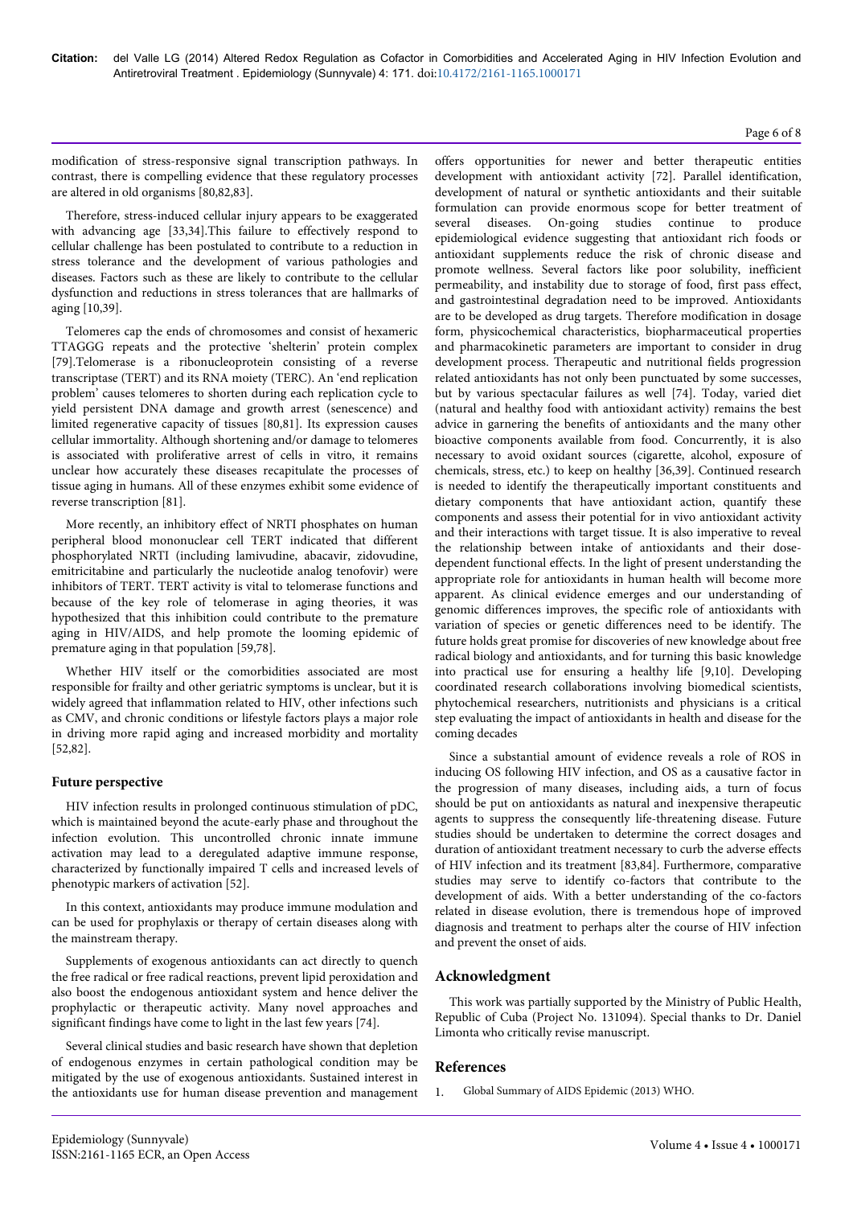modification of stress-responsive signal transcription pathways. In contrast, there is compelling evidence that these regulatory processes are altered in old organisms [80,82,83].

Therefore, stress-induced cellular injury appears to be exaggerated with advancing age [33,34].This failure to effectively respond to cellular challenge has been postulated to contribute to a reduction in stress tolerance and the development of various pathologies and diseases. Factors such as these are likely to contribute to the cellular dysfunction and reductions in stress tolerances that are hallmarks of aging [10,39].

Telomeres cap the ends of chromosomes and consist of hexameric TTAGGG repeats and the protective 'shelterin' protein complex [79].Telomerase is a ribonucleoprotein consisting of a reverse transcriptase (TERT) and its RNA moiety (TERC). An 'end replication problem' causes telomeres to shorten during each replication cycle to yield persistent DNA damage and growth arrest (senescence) and limited regenerative capacity of tissues [80,81]. Its expression causes cellular immortality. Although shortening and/or damage to telomeres is associated with proliferative arrest of cells in vitro, it remains unclear how accurately these diseases recapitulate the processes of tissue aging in humans. All of these enzymes exhibit some evidence of reverse transcription [81].

More recently, an inhibitory effect of NRTI phosphates on human peripheral blood mononuclear cell TERT indicated that different phosphorylated NRTI (including lamivudine, abacavir, zidovudine, emitricitabine and particularly the nucleotide analog tenofovir) were inhibitors of TERT. TERT activity is vital to telomerase functions and because of the key role of telomerase in aging theories, it was hypothesized that this inhibition could contribute to the premature aging in HIV/AIDS, and help promote the looming epidemic of premature aging in that population [59,78].

Whether HIV itself or the comorbidities associated are most responsible for frailty and other geriatric symptoms is unclear, but it is widely agreed that inflammation related to HIV, other infections such as CMV, and chronic conditions or lifestyle factors plays a major role in driving more rapid aging and increased morbidity and mortality [52,82].

## Future perspective

HIV infection results in prolonged continuous stimulation of pDC, which is maintained beyond the acute-early phase and throughout the infection evolution. This uncontrolled chronic innate immune activation may lead to a deregulated adaptive immune response, characterized by functionally impaired T cells and increased levels of phenotypic markers of activation [52].

In this context, antioxidants may produce immune modulation and can be used for prophylaxis or therapy of certain diseases along with the mainstream therapy.

Supplements of exogenous antioxidants can act directly to quench the free radical or free radical reactions, prevent lipid peroxidation and also boost the endogenous antioxidant system and hence deliver the prophylactic or therapeutic activity. Many novel approaches and significant findings have come to light in the last few years [74].

Several clinical studies and basic research have shown that depletion of endogenous enzymes in certain pathological condition may be mitigated by the use of exogenous antioxidants. Sustained interest in the antioxidants use for human disease prevention and management offers opportunities for newer and better therapeutic entities development with antioxidant activity [72]. Parallel identification, development of natural or synthetic antioxidants and their suitable formulation can provide enormous scope for better treatment of several diseases. On-going studies continue to produce epidemiological evidence suggesting that antioxidant rich foods or antioxidant supplements reduce the risk of chronic disease and promote wellness. Several factors like poor solubility, inefficient permeability, and instability due to storage of food, first pass effect, and gastrointestinal degradation need to be improved. Antioxidants are to be developed as drug targets. Therefore modification in dosage form, physicochemical characteristics, biopharmaceutical properties and pharmacokinetic parameters are important to consider in drug development process. Therapeutic and nutritional fields progression related antioxidants has not only been punctuated by some successes, but by various spectacular failures as well [74]. Today, varied diet (natural and healthy food with antioxidant activity) remains the best advice in garnering the benefits of antioxidants and the many other bioactive components available from food. Concurrently, it is also necessary to avoid oxidant sources (cigarette, alcohol, exposure of chemicals, stress, etc.) to keep on healthy [36,39]. Continued research is needed to identify the therapeutically important constituents and dietary components that have antioxidant action, quantify these components and assess their potential for in vivo antioxidant activity and their interactions with target tissue. It is also imperative to reveal the relationship between intake of antioxidants and their dose-dependent functional effects. In the light of present understanding the appropriate role for antioxidants in human health will become more apparent. As clinical evidence emerges and our understanding of genomic differences improves, the specific role of antioxidants with variation of species or genetic differences need to be identify. The future holds great promise for discoveries of new knowledge about free radical biology and antioxidants, and for turning this basic knowledge into practical use for ensuring a healthy life [9,10]. Developing coordinated research collaborations involving biomedical scientists, phytochemical researchers, nutritionists and physicians is a critical step evaluating the impact of antioxidants in health and disease for the coming decades

Since a substantial amount of evidence reveals a role of ROS in inducing OS following HIV infection, and OS as a causative factor in the progression of many diseases, including aids, a turn of focus should be put on antioxidants as natural and inexpensive therapeutic agents to suppress the consequently life-threatening disease. Future studies should be undertaken to determine the correct dosages and duration of antioxidant treatment necessary to curb the adverse effects of HIV infection and its treatment [83,84]. Furthermore, comparative studies may serve to identify co-factors that contribute to the development of aids. With a better understanding of the co-factors related in disease evolution, there is tremendous hope of improved diagnosis and treatment to perhaps alter the course of HIV infection and prevent the onset of aids.

## Acknowledgment

This work was partially supported by the Ministry of Public Health, Republic of Cuba (Project No. 131094). Special thanks to Dr. Daniel Limonta who critically revise manuscript.

## References

1. Global Summary of AIDS Epidemic (2013) WHO.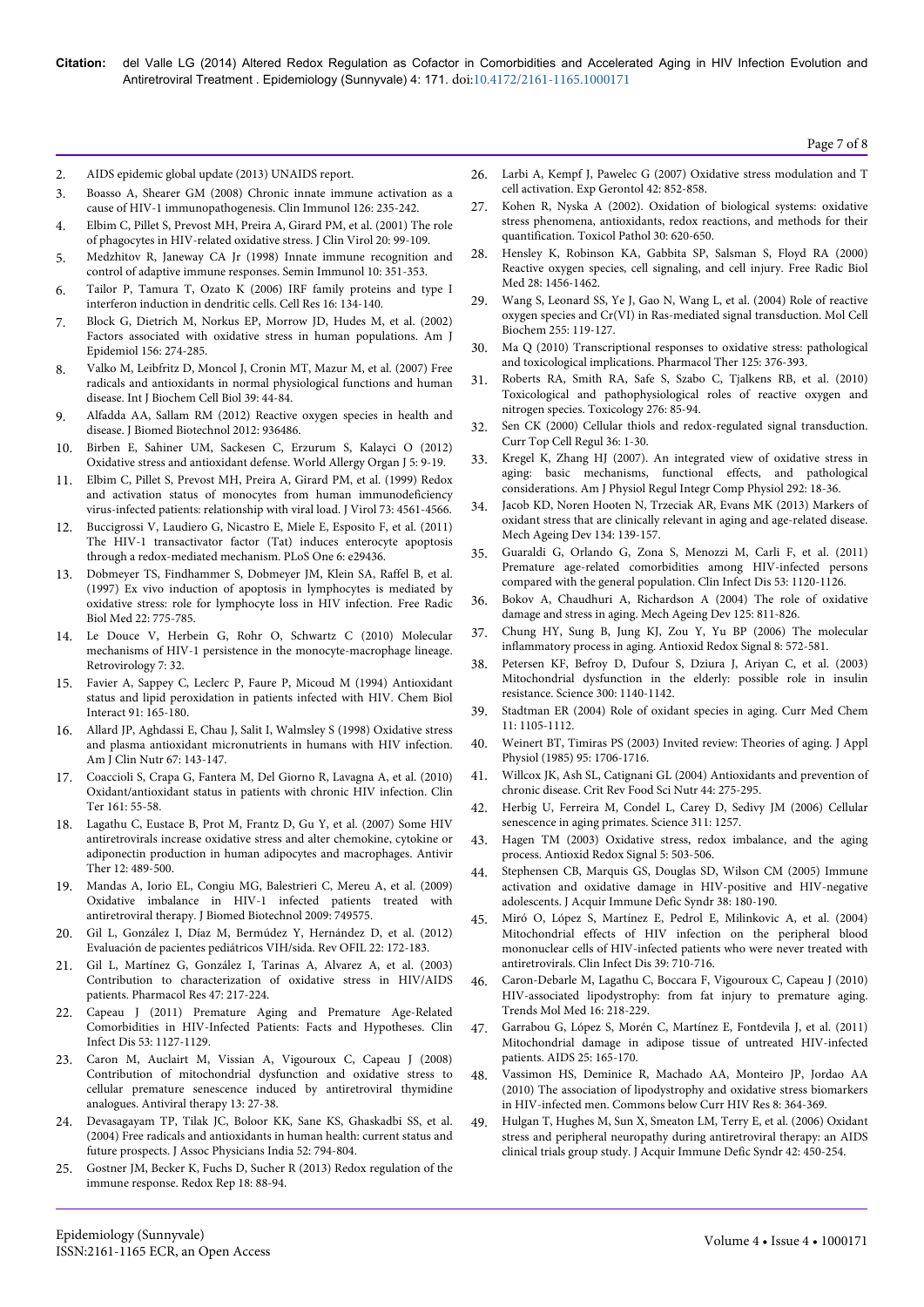2. AIDS epidemic global update (2013) UNAIDS report.
3. Boasso A, Shearer GM (2008) Chronic innate immune activation as a cause of HIV-1 immunopathogenesis. Clin Immunol 126: 235-242.
4. Elbim C, Pillet S, Prevost MH, Preira A, Girard PM, et al. (2001) The role of phagocytes in HIV-related oxidative stress. J Clin Virol 20: 99-109.
5. Medzhitov R, Janeway CA Jr (1998) Innate immune recognition and control of adaptive immune responses. Semin Immunol 10: 351-353.
6. Tailor P, Tamura T, Ozato K (2006) IRF family proteins and type I interferon induction in dendritic cells. Cell Res 16: 134-140.
7. Block G, Dietrich M, Norkus EP, Morrow JD, Hudes M, et al. (2002) Factors associated with oxidative stress in human populations. Am J Epidemiol 156: 274-285.
8. Valko M, Leibfritz D, Moncol J, Cronin MT, Mazur M, et al. (2007) Free radicals and antioxidants in normal physiological functions and human disease. Int J Biochem Cell Biol 39: 44-84.
9. Alfadda AA, Sallam RM (2012) Reactive oxygen species in health and disease. J Biomed Biotechnol 2012: 936486.
10. Birben E, Sahiner UM, Sackesen C, Erzurum S, Kalayci O (2012) Oxidative stress and antioxidant defense. World Allergy Organ J 5: 9-19.
11. Elbim C, Pillet S, Prevost MH, Preira A, Girard PM, et al. (1999) Redox and activation status of monocytes from human immunodeficiency virus-infected patients: relationship with viral load. J Virol 73: 4561-4566.
12. Buccigrossi V, Laudiero G, Nicastro E, Miele E, Esposito F, et al. (2011) The HIV-1 transactivator factor (Tat) induces enterocyte apoptosis through a redox-mediated mechanism. PLoS One 6: e29436.
13. Dobmeyer TS, Findhammer S, Dobmeyer JM, Klein SA, Raffel B, et al. (1997) Ex vivo induction of apoptosis in lymphocytes is mediated by oxidative stress: role for lymphocyte loss in HIV infection. Free Radic Biol Med 22: 775-785.
14. Le Douce V, Herbein G, Rohr O, Schwartz C (2010) Molecular mechanisms of HIV-1 persistence in the monocyte-macrophage lineage. Retrovirology 7: 32.
15. Favier A, Sappey C, Leclerc P, Faure P, Micoud M (1994) Antioxidant status and lipid peroxidation in patients infected with HIV. Chem Biol Interact 91: 165-180.
16. Allard JP, Aghdassi E, Chau J, Salit I, Walmsley S (1998) Oxidative stress and plasma antioxidant micronutrients in humans with HIV infection. Am J Clin Nutr 67: 143-147.
17. Coaccioli S, Crapa G, Fantera M, Del Giorno R, Lavagna A, et al. (2010) Oxidant/antioxidant status in patients with chronic HIV infection. Clin Ter 161: 55-58.
18. Lagathu C, Eustace B, Prot M, Frantz D, Gu Y, et al. (2007) Some HIV antiretrovirals increase oxidative stress and alter chemokine, cytokine or adiponectin production in human adipocytes and macrophages. Antivir Ther 12: 489-500.
19. Mandas A, Iorio EL, Congiu MG, Balestrieri C, Mereu A, et al. (2009) Oxidative imbalance in HIV-1 infected patients treated with antiretroviral therapy. J Biomed Biotechnol 2009: 749575.
20. Gil L, González I, Díaz M, Bermúdez Y, Hernández D, et al. (2012) Evaluación de pacientes pediátricos VIH/sida. Rev OFIL 22: 172-183.
21. Gil L, Martínez G, González I, Tarinas A, Alvarez A, et al. (2003) Contribution to characterization of oxidative stress in HIV/AIDS patients. Pharmacol Res 47: 217-224.
22. Capeau J (2011) Premature Aging and Premature Age-Related Comorbidities in HIV-Infected Patients: Facts and Hypotheses. Clin Infect Dis 53: 1127-1129.
23. Caron M, Auclairt M, Vissian A, Vigouroux C, Capeau J (2008) Contribution of mitochondrial dysfunction and oxidative stress to cellular premature senescence induced by antiretroviral thymidine analogues. Antiviral therapy 13: 27-38.
24. Devasagayam TP, Tilak JC, Boloor KK, Sane KS, Ghaskadbi SS, et al. (2004) Free radicals and antioxidants in human health: current status and future prospects. J Assoc Physicians India 52: 794-804.
25. Gostner JM, Becker K, Fuchs D, Sucher R (2013) Redox regulation of the immune response. Redox Rep 18: 88-94.
26. Larbi A, Kempf J, Pawelec G (2007) Oxidative stress modulation and T cell activation. Exp Gerontol 42: 852-858.
27. Kohen R, Nyska A (2002). Oxidation of biological systems: oxidative stress phenomena, antioxidants, redox reactions, and methods for their quantification. Toxicol Pathol 30: 620-650.
28. Hensley K, Robinson KA, Gabbita SP, Salsman S, Floyd RA (2000) Reactive oxygen species, cell signaling, and cell injury. Free Radic Biol Med 28: 1456-1462.
29. Wang S, Leonard SS, Ye J, Gao N, Wang L, et al. (2004) Role of reactive oxygen species and Cr(VI) in Ras-mediated signal transduction. Mol Cell Biochem 255: 119-127.
30. Ma Q (2010) Transcriptional responses to oxidative stress: pathological and toxicological implications. Pharmacol Ther 125: 376-393.
31. Roberts RA, Smith RA, Safe S, Szabo C, Tjalkens RB, et al. (2010) Toxicological and pathophysiological roles of reactive oxygen and nitrogen species. Toxicology 276: 85-94.
32. Sen CK (2000) Cellular thiols and redox-regulated signal transduction. Curr Top Cell Regul 36: 1-30.
33. Kregel K, Zhang HJ (2007). An integrated view of oxidative stress in aging: basic mechanisms, functional effects, and pathological considerations. Am J Physiol Regul Integr Comp Physiol 292: 18-36.
34. Jacob KD, Noren Hooten N, Trzeciak AR, Evans MK (2013) Markers of oxidant stress that are clinically relevant in aging and age-related disease. Mech Ageing Dev 134: 139-157.
35. Guaraldi G, Orlando G, Zona S, Menozzi M, Carli F, et al. (2011) Premature age-related comorbidities among HIV-infected persons compared with the general population. Clin Infect Dis 53: 1120-1126.
36. Bokov A, Chaudhuri A, Richardson A (2004) The role of oxidative damage and stress in aging. Mech Ageing Dev 125: 811-826.
37. Chung HY, Sung B, Jung KJ, Zou Y, Yu BP (2006) The molecular inflammatory process in aging. Antioxid Redox Signal 8: 572-581.
38. Petersen KF, Befroy D, Dufour S, Dziura J, Ariyan C, et al. (2003) Mitochondrial dysfunction in the elderly: possible role in insulin resistance. Science 300: 1140-1142.
39. Stadtman ER (2004) Role of oxidant species in aging. Curr Med Chem 11: 1105-1112.
40. Weinert BT, Timiras PS (2003) Invited review: Theories of aging. J Appl Physiol (1985) 95: 1706-1716.
41. Willcox JK, Ash SL, Catignani GL (2004) Antioxidants and prevention of chronic disease. Crit Rev Food Sci Nutr 44: 275-295.
42. Herbig U, Ferreira M, Condel L, Carey D, Sedivy JM (2006) Cellular senescence in aging primates. Science 311: 1257.
43. Hagen TM (2003) Oxidative stress, redox imbalance, and the aging process. Antioxid Redox Signal 5: 503-506.
44. Stephensen CB, Marquis GS, Douglas SD, Wilson CM (2005) Immune activation and oxidative damage in HIV-positive and HIV-negative adolescents. J Acquir Immune Defic Syndr 38: 180-190.
45. Miró O, López S, Martínez E, Pedrol E, Milinkovic A, et al. (2004) Mitochondrial effects of HIV infection on the peripheral blood mononuclear cells of HIV-infected patients who were never treated with antiretrovirals. Clin Infect Dis 39: 710-716.
46. Caron-Debarle M, Lagathu C, Boccara F, Vigouroux C, Capeau J (2010) HIV-associated lipodystrophy: from fat injury to premature aging. Trends Mol Med 16: 218-229.
47. Garrabou G, López S, Morén C, Martínez E, Fontdevila J, et al. (2011) Mitochondrial damage in adipose tissue of untreated HIV-infected patients. AIDS 25: 165-170.
48. Vassimon HS, Deminice R, Machado AA, Monteiro JP, Jordao AA (2010) The association of lipodystrophy and oxidative stress biomarkers in HIV-infected men. Commons below Curr HIV Res 8: 364-369.
49. Hulgan T, Hughes M, Sun X, Smeaton LM, Terry E, et al. (2006) Oxidant stress and peripheral neuropathy during antiretroviral therapy: an AIDS clinical trials group study. J Acquir Immune Defic Syndr 42: 450-254.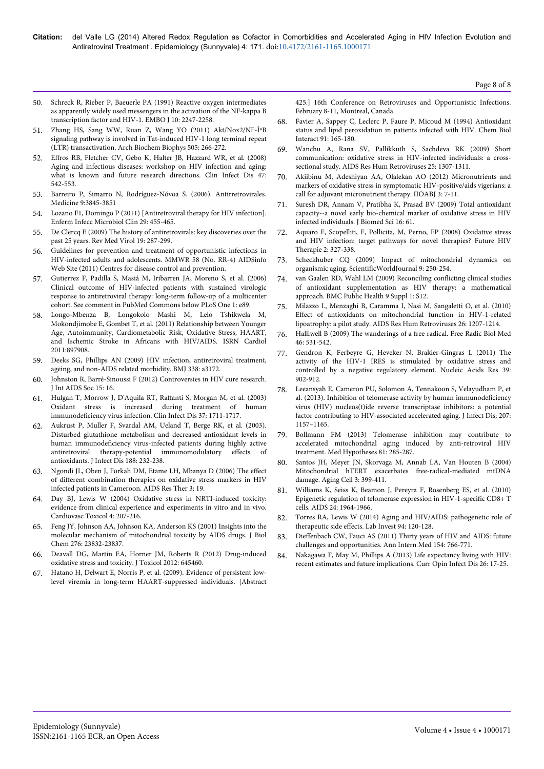50. Schreck R, Rieber P, Baeuerle PA (1991) Reactive oxygen intermediates as apparently widely used messengers in the activation of the NF-kappa B transcription factor and HIV-1. EMBO J 10: 2247-2258.

51. Zhang HS, Sang WW, Ruan Z, Wang YO (2011) Akt/Nox2/NF-ÎºB signaling pathway is involved in Tat-induced HIV-1 long terminal repeat (LTR) transactivation. Arch Biochem Biophys 505: 266-272.

52. Effros RB, Fletcher CV, Gebo K, Halter JB, Hazzard WR, et al. (2008) Aging and infectious diseases: workshop on HIV infection and aging: what is known and future research directions. Clin Infect Dis 47: 542-553.

53. Barreiro P, Simarro N, Rodríguez-Nóvoa S. (2006). Antirretrovirales. Medicine 9:3845-3851

54. Lozano F1, Domingo P (2011) [Antiretroviral therapy for HIV infection]. Enferm Infecc Microbiol Clin 29: 455-465.

55. De Clercq E (2009) The history of antiretrovirals: key discoveries over the past 25 years. Rev Med Virol 19: 287-299.

56. Guidelines for prevention and treatment of opportunistic infections in HIV-infected adults and adolescents. MMWR 58 (No. RR-4) AIDSinfo Web Site (2011) Centres for disease control and prevention.

57. Gutierrez F, Padilla S, Masiá M, Iribarren JA, Moreno S, et al. (2006) Clinical outcome of HIV-infected patients with sustained virologic response to antiretroviral therapy: long-term follow-up of a multicenter cohort. See comment in PubMed Commons below PLoS One 1: e89.

58. Longo-Mbenza B, Longokolo Mashi M, Lelo Tshikwela M, Mokondjimobe E, Gombet T, et al. (2011) Relationship between Younger Age, Autoimmunity, Cardiometabolic Risk, Oxidative Stress, HAART, and Ischemic Stroke in Africans with HIV/AIDS. ISRN Cardiol 2011:897908.

59. Deeks SG, Phillips AN (2009) HIV infection, antiretroviral treatment, ageing, and non-AIDS related morbidity. BMJ 338: a3172.

60. Johnston R, Barré-Sinoussi F (2012) Controversies in HIV cure research. J Int AIDS Soc 15: 16.

61. Hulgan T, Morrow J, D'Aquila RT, Raffanti S, Morgan M, et al. (2003) Oxidant stress is increased during treatment of human immunodeficiency virus infection. Clin Infect Dis 37: 1711-1717.

62. Aukrust P, Muller F, Svardal AM, Ueland T, Berge RK, et al. (2003). Disturbed glutathione metabolism and decreased antioxidant levels in human immunodeficiency virus-infected patients during highly active antiretroviral therapy-potential immunomodulatory effects of antioxidants. J Infect Dis 188: 232-238.

63. Ngondi JL, Oben J, Forkah DM, Etame LH, Mbanya D (2006) The effect of different combination therapies on oxidative stress markers in HIV infected patients in Cameroon. AIDS Res Ther 3: 19.

64. Day BJ, Lewis W (2004) Oxidative stress in NRTI-induced toxicity: evidence from clinical experience and experiments in vitro and in vivo. Cardiovasc Toxicol 4: 207-216.

65. Feng JY, Johnson AA, Johnson KA, Anderson KS (2001) Insights into the molecular mechanism of mitochondrial toxicity by AIDS drugs. J Biol Chem 276: 23832-23837.

66. Deavall DG, Martin EA, Horner JM, Roberts R (2012) Drug-induced oxidative stress and toxicity. J Toxicol 2012: 645460.

67. Hatano H, Delwart E, Norris P, et al. (2009). Evidence of persistent low-level viremia in long-term HAART-suppressed individuals. [Abstract 425.] 16th Conference on Retroviruses and Opportunistic Infections. February 8-11, Montreal, Canada.

68. Favier A, Sappey C, Leclerc P, Faure P, Micoud M (1994) Antioxidant status and lipid peroxidation in patients infected with HIV. Chem Biol Interact 91: 165-180.

69. Wanchu A, Rana SV, Pallikkuth S, Sachdeva RK (2009) Short communication: oxidative stress in HIV-infected individuals: a cross-sectional study. AIDS Res Hum Retroviruses 25: 1307-1311.

70. Akiibinu M, Adeshiyan AA, Olalekan AO (2012) Micronutrients and markers of oxidative stress in symptomatic HIV-positive/aids vigerians: a call for adjuvant micronutrient therapy. IIOABJ 3: 7-11.

71. Suresh DR, Annam V, Pratibha K, Prasad BV (2009) Total antioxidant capacity--a novel early bio-chemical marker of oxidative stress in HIV infected individuals. J Biomed Sci 16: 61.

72. Aquaro F, Scopelliti, F, Pollicita, M, Perno, FP (2008) Oxidative stress and HIV infection: target pathways for novel therapies? Future HIV Therapie 2: 327-338.

73. Scheckhuber CQ (2009) Impact of mitochondrial dynamics on organismic aging. ScientificWorldJournal 9: 250-254.

74. van Gaalen RD, Wahl LM (2009) Reconciling conflicting clinical studies of antioxidant supplementation as HIV therapy: a mathematical approach. BMC Public Health 9 Suppl 1: S12.

75. Milazzo L, Menzaghi B, Caramma I, Nasi M, Sangaletti O, et al. (2010) Effect of antioxidants on mitochondrial function in HIV-1-related lipoatrophy: a pilot study. AIDS Res Hum Retroviruses 26: 1207-1214.

76. Halliwell B (2009) The wanderings of a free radical. Free Radic Biol Med 46: 531-542.

77. Gendron K, Ferbeyre G, Heveker N, Brakier-Gingras L (2011) The activity of the HIV-1 IRES is stimulated by oxidative stress and controlled by a negative regulatory element. Nucleic Acids Res 39: 902-912.

78. Leeansyah E, Cameron PU, Solomon A, Tennakoon S, Velayudham P, et al. (2013). Inhibition of telomerase activity by human immunodeficiency virus (HIV) nucleos(t)ide reverse transcriptase inhibitors: a potential factor contributing to HIV-associated accelerated aging. J Infect Dis; 207: 1157–1165.

79. Bollmann FM (2013) Telomerase inhibition may contribute to accelerated mitochondrial aging induced by anti-retroviral HIV treatment. Med Hypotheses 81: 285-287.

80. Santos JH, Meyer JN, Skorvaga M, Annab LA, Van Houten B (2004) Mitochondrial hTERT exacerbates free-radical-mediated mtDNA damage. Aging Cell 3: 399-411.

81. Williams K, Seiss K, Beamon J, Pereyra F, Rosenberg ES, et al. (2010) Epigenetic regulation of telomerase expression in HIV-1-specific CD8+ T cells. AIDS 24: 1964-1966.

82. Torres RA, Lewis W (2014) Aging and HIV/AIDS: pathogenetic role of therapeutic side effects. Lab Invest 94: 120-128.

83. Dieffenbach CW, Fauci AS (2011) Thirty years of HIV and AIDS: future challenges and opportunities. Ann Intern Med 154: 766-771.

84. Nakagawa F, May M, Phillips A (2013) Life expectancy living with HIV: recent estimates and future implications. Curr Opin Infect Dis 26: 17-25.